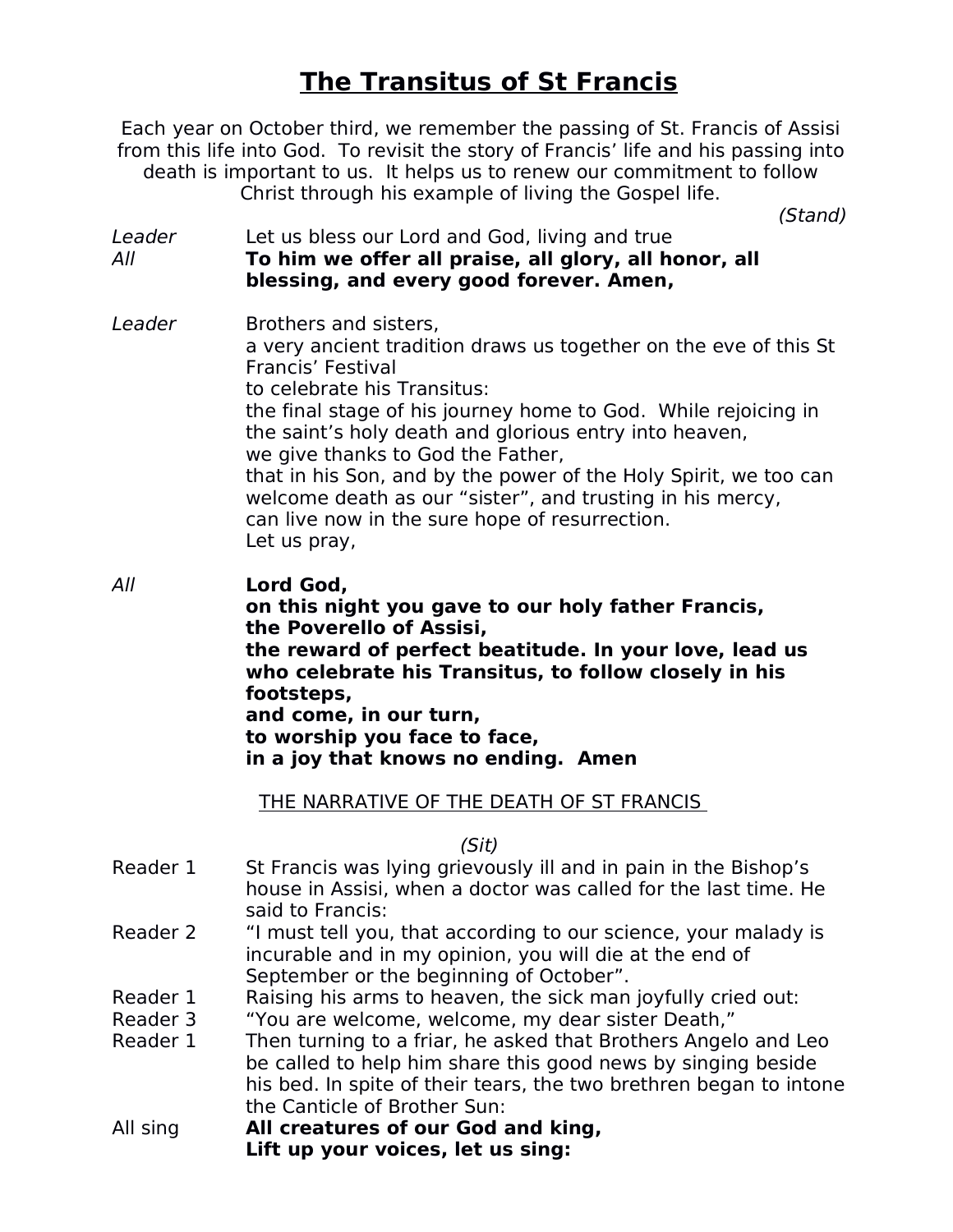# The Transitus of St Francis

Each year on October third, we remember the passing of St. Francis of Assisi from this life into God. To revisit the story of Francis' life and his passing into death is important to us. It helps us to renew our commitment to follow Christ through his example of living the Gospel life.

*(Stand)*

*Leader* Let us bless our Lord and God, living and true

*All* **To him we offer all praise, all glory, all honor, all blessing, and every good forever. Amen,**

*Leader* Brothers and sisters,
a very ancient tradition draws us together on the eve of this St Francis' Festival
to celebrate his Transitus:
the final stage of his journey home to God. While rejoicing in the saint's holy death and glorious entry into heaven,
we give thanks to God the Father,
that in his Son, and by the power of the Holy Spirit, we too can welcome death as our "sister", and trusting in his mercy,
can live now in the sure hope of resurrection.
Let us pray,

*All* **Lord God,
on this night you gave to our holy father Francis,
the Poverello of Assisi,
the reward of perfect beatitude. In your love, lead us who celebrate his Transitus, to follow closely in his footsteps,
and come, in our turn,
to worship you face to face,
in a joy that knows no ending. Amen**

<u>THE NARRATIVE OF THE DEATH OF ST FRANCIS</u>

*(Sit)*

Reader 1 St Francis was lying grievously ill and in pain in the Bishop's house in Assisi, when a doctor was called for the last time. He said to Francis:

Reader 2 "I must tell you, that according to our science, your malady is incurable and in my opinion, you will die at the end of September or the beginning of October".

Reader 1 Raising his arms to heaven, the sick man joyfully cried out:

Reader 3 "You are welcome, welcome, my dear sister Death,"

Reader 1 Then turning to a friar, he asked that Brothers Angelo and Leo be called to help him share this good news by singing beside his bed. In spite of their tears, the two brethren began to intone the Canticle of Brother Sun:

All sing **All creatures of our God and king,
Lift up your voices, let us sing:**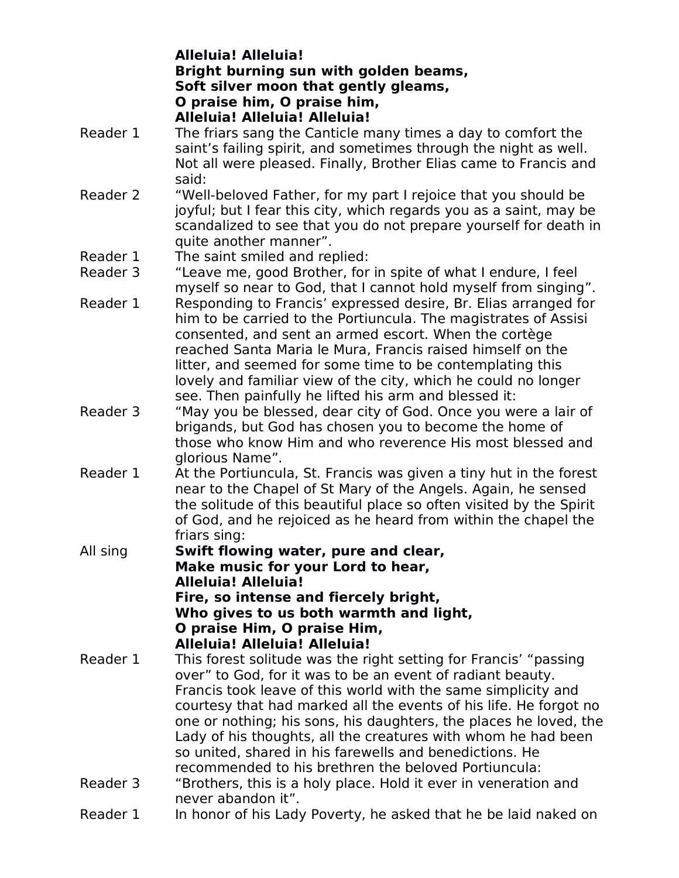**Alleluia! Alleluia!**
**Bright burning sun with golden beams,**
**Soft silver moon that gently gleams,**
**O praise him, O praise him,**
**Alleluia! Alleluia! Alleluia!**

Reader 1 The friars sang the Canticle many times a day to comfort the saint’s failing spirit, and sometimes through the night as well. Not all were pleased. Finally, Brother Elias came to Francis and said:

Reader 2 “Well-beloved Father, for my part I rejoice that you should be joyful; but I fear this city, which regards you as a saint, may be scandalized to see that you do not prepare yourself for death in quite another manner”.

Reader 1 The saint smiled and replied:

Reader 3 “Leave me, good Brother, for in spite of what I endure, I feel myself so near to God, that I cannot hold myself from singing”.

Reader 1 Responding to Francis’ expressed desire, Br. Elias arranged for him to be carried to the Portiuncula. The magistrates of Assisi consented, and sent an armed escort. When the cortège reached Santa Maria le Mura, Francis raised himself on the litter, and seemed for some time to be contemplating this lovely and familiar view of the city, which he could no longer see. Then painfully he lifted his arm and blessed it:

Reader 3 “May you be blessed, dear city of God. Once you were a lair of brigands, but God has chosen you to become the home of those who know Him and who reverence His most blessed and glorious Name”.

Reader 1 At the Portiuncula, St. Francis was given a tiny hut in the forest near to the Chapel of St Mary of the Angels. Again, he sensed the solitude of this beautiful place so often visited by the Spirit of God, and he rejoiced as he heard from within the chapel the friars sing:

All sing **Swift flowing water, pure and clear,**
**Make music for your Lord to hear,**
**Alleluia! Alleluia!**
**Fire, so intense and fiercely bright,**
**Who gives to us both warmth and light,**
**O praise Him, O praise Him,**
**Alleluia! Alleluia! Alleluia!**

Reader 1 This forest solitude was the right setting for Francis’ “passing over” to God, for it was to be an event of radiant beauty. Francis took leave of this world with the same simplicity and courtesy that had marked all the events of his life. He forgot no one or nothing; his sons, his daughters, the places he loved, the Lady of his thoughts, all the creatures with whom he had been so united, shared in his farewells and benedictions. He recommended to his brethren the beloved Portiuncula:

Reader 3 “Brothers, this is a holy place. Hold it ever in veneration and never abandon it”.

Reader 1 In honor of his Lady Poverty, he asked that he be laid naked on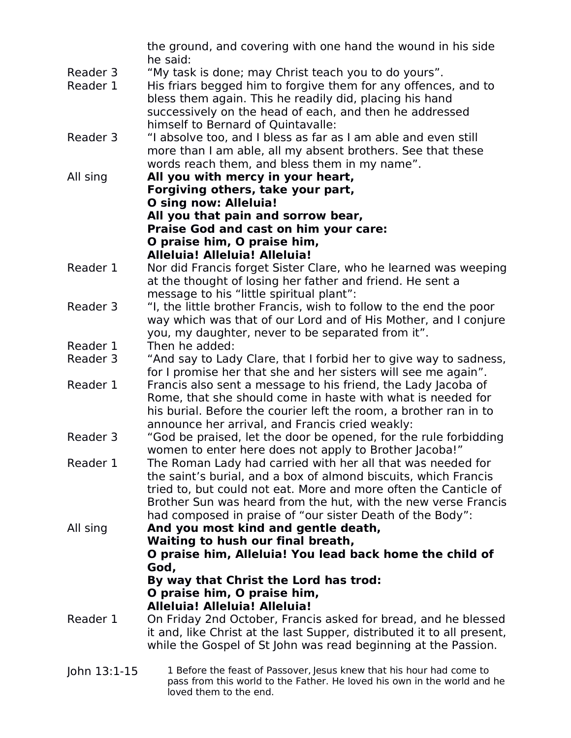the ground, and covering with one hand the wound in his side he said:

Reader 3 “My task is done; may Christ teach you to do yours”.

Reader 1 His friars begged him to forgive them for any offences, and to bless them again. This he readily did, placing his hand successively on the head of each, and then he addressed himself to Bernard of Quintavalle:

Reader 3 “I absolve too, and I bless as far as I am able and even still more than I am able, all my absent brothers. See that these words reach them, and bless them in my name”.

All sing **All you with mercy in your heart,**
**Forgiving others, take your part,**
**O sing now: Alleluia!**
**All you that pain and sorrow bear,**
**Praise God and cast on him your care:**
**O praise him, O praise him,**
**Alleluia! Alleluia! Alleluia!**

Reader 1 Nor did Francis forget Sister Clare, who he learned was weeping at the thought of losing her father and friend. He sent a message to his “little spiritual plant”:

Reader 3 “I, the little brother Francis, wish to follow to the end the poor way which was that of our Lord and of His Mother, and I conjure you, my daughter, never to be separated from it”.

Reader 1 Then he added:

Reader 3 “And say to Lady Clare, that I forbid her to give way to sadness, for I promise her that she and her sisters will see me again”.

Reader 1 Francis also sent a message to his friend, the Lady Jacoba of Rome, that she should come in haste with what is needed for his burial. Before the courier left the room, a brother ran in to announce her arrival, and Francis cried weakly:

Reader 3 “God be praised, let the door be opened, for the rule forbidding women to enter here does not apply to Brother Jacoba!”

Reader 1 The Roman Lady had carried with her all that was needed for the saint’s burial, and a box of almond biscuits, which Francis tried to, but could not eat. More and more often the Canticle of Brother Sun was heard from the hut, with the new verse Francis had composed in praise of “our sister Death of the Body”:

All sing **And you most kind and gentle death,**
**Waiting to hush our final breath,**
**O praise him, Alleluia! You lead back home the child of God,**
**By way that Christ the Lord has trod:**
**O praise him, O praise him,**
**Alleluia! Alleluia! Alleluia!**

Reader 1 On Friday 2nd October, Francis asked for bread, and he blessed it and, like Christ at the last Supper, distributed it to all present, while the Gospel of St John was read beginning at the Passion.

John 13:1-15 1 Before the feast of Passover, Jesus knew that his hour had come to pass from this world to the Father. He loved his own in the world and he loved them to the end.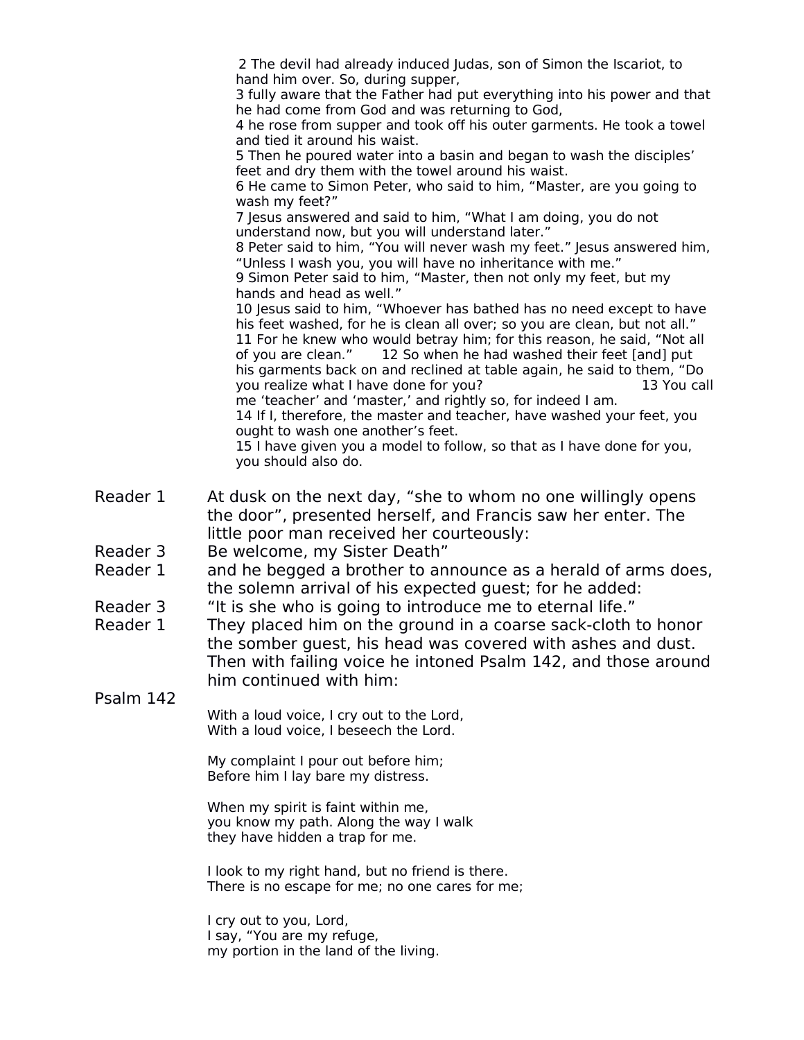2 The devil had already induced Judas, son of Simon the Iscariot, to hand him over. So, during supper,
3 fully aware that the Father had put everything into his power and that he had come from God and was returning to God,
4 he rose from supper and took off his outer garments. He took a towel and tied it around his waist.
5 Then he poured water into a basin and began to wash the disciples' feet and dry them with the towel around his waist.
6 He came to Simon Peter, who said to him, "Master, are you going to wash my feet?"
7 Jesus answered and said to him, "What I am doing, you do not understand now, but you will understand later."
8 Peter said to him, "You will never wash my feet." Jesus answered him, "Unless I wash you, you will have no inheritance with me."
9 Simon Peter said to him, "Master, then not only my feet, but my hands and head as well."
10 Jesus said to him, "Whoever has bathed has no need except to have his feet washed, for he is clean all over; so you are clean, but not all."
11 For he knew who would betray him; for this reason, he said, "Not all of you are clean." 12 So when he had washed their feet [and] put his garments back on and reclined at table again, he said to them, "Do you realize what I have done for you? 13 You call me 'teacher' and 'master,' and rightly so, for indeed I am.
14 If I, therefore, the master and teacher, have washed your feet, you ought to wash one another's feet.
15 I have given you a model to follow, so that as I have done for you, you should also do.

Reader 1 At dusk on the next day, "she to whom no one willingly opens the door", presented herself, and Francis saw her enter. The little poor man received her courteously:

Reader 3 Be welcome, my Sister Death"

Reader 1 and he begged a brother to announce as a herald of arms does, the solemn arrival of his expected guest; for he added:

Reader 3 "It is she who is going to introduce me to eternal life."

Reader 1 They placed him on the ground in a coarse sack-cloth to honor the somber guest, his head was covered with ashes and dust. Then with failing voice he intoned Psalm 142, and those around him continued with him:

Psalm 142

With a loud voice, I cry out to the Lord,
With a loud voice, I beseech the Lord.

My complaint I pour out before him;
Before him I lay bare my distress.

When my spirit is faint within me,
you know my path. Along the way I walk
they have hidden a trap for me.

I look to my right hand, but no friend is there.
There is no escape for me; no one cares for me;

I cry out to you, Lord,
I say, "You are my refuge,
my portion in the land of the living.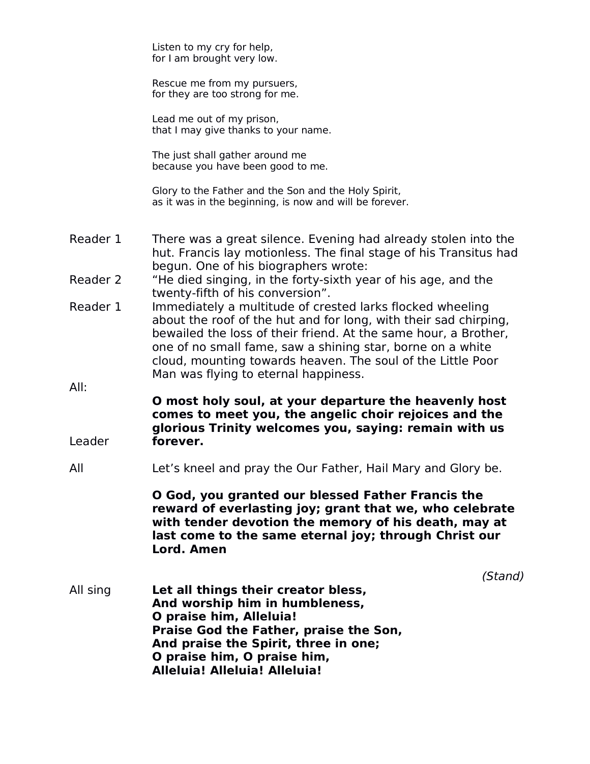Listen to my cry for help,
for I am brought very low.

Rescue me from my pursuers,
for they are too strong for me.

Lead me out of my prison,
that I may give thanks to your name.

The just shall gather around me
because you have been good to me.

Glory to the Father and the Son and the Holy Spirit,
as it was in the beginning, is now and will be forever.

Reader 1 There was a great silence. Evening had already stolen into the hut. Francis lay motionless. The final stage of his Transitus had begun. One of his biographers wrote:

Reader 2 “He died singing, in the forty-sixth year of his age, and the twenty-fifth of his conversion”.

Reader 1 Immediately a multitude of crested larks flocked wheeling about the roof of the hut and for long, with their sad chirping, bewailed the loss of their friend. At the same hour, a Brother, one of no small fame, saw a shining star, borne on a white cloud, mounting towards heaven. The soul of the Little Poor Man was flying to eternal happiness.

All: **O most holy soul, at your departure the heavenly host comes to meet you, the angelic choir rejoices and the glorious Trinity welcomes you, saying: remain with us forever.**

Leader Let’s kneel and pray the Our Father, Hail Mary and Glory be.

All **O God, you granted our blessed Father Francis the reward of everlasting joy; grant that we, who celebrate with tender devotion the memory of his death, may at last come to the same eternal joy; through Christ our Lord. Amen**

*(Stand)*

All sing **Let all things their creator bless,**
**And worship him in humbleness,**
**O praise him, Alleluia!**
**Praise God the Father, praise the Son,**
**And praise the Spirit, three in one;**
**O praise him, O praise him,**
**Alleluia! Alleluia! Alleluia!**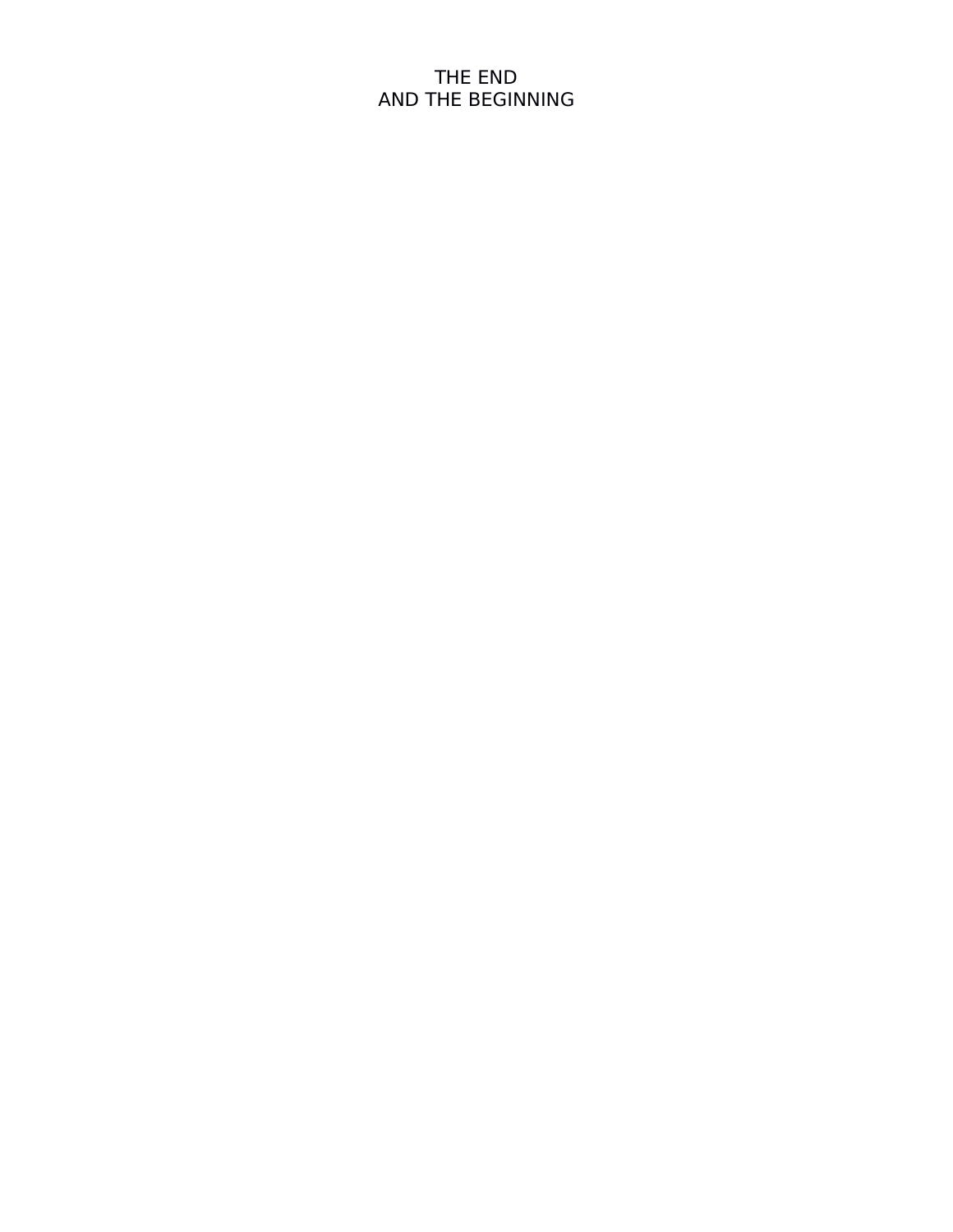THE END
AND THE BEGINNING